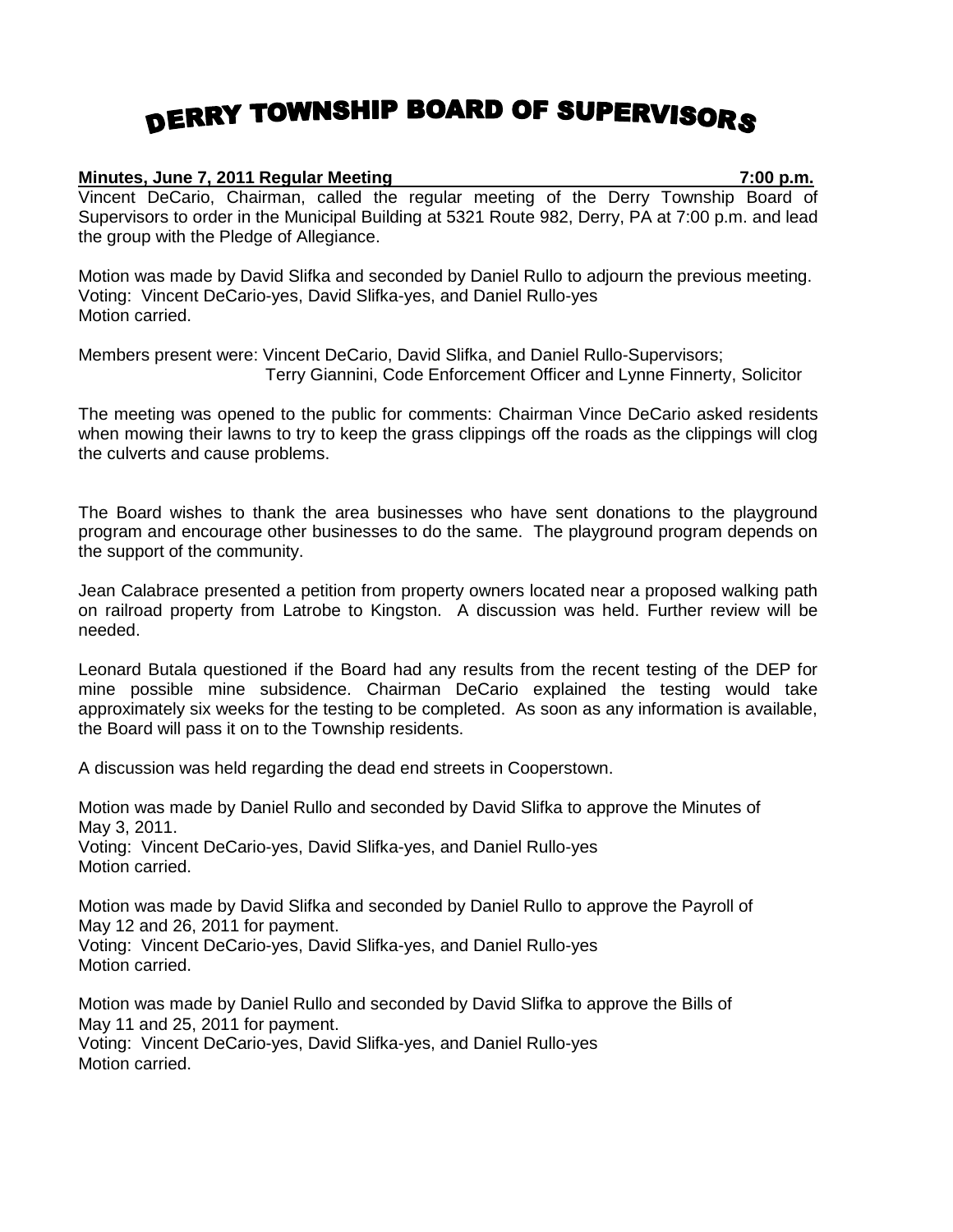# DERRY TOWNSHIP BOARD OF SUPERVISORS

**Minutes, June 7, 2011 Regular Meeting 7:00 p.m.**

Vincent DeCario, Chairman, called the regular meeting of the Derry Township Board of Supervisors to order in the Municipal Building at 5321 Route 982, Derry, PA at 7:00 p.m. and lead the group with the Pledge of Allegiance.

Motion was made by David Slifka and seconded by Daniel Rullo to adjourn the previous meeting.
Voting: Vincent DeCario-yes, David Slifka-yes, and Daniel Rullo-yes
Motion carried.

Members present were: Vincent DeCario, David Slifka, and Daniel Rullo-Supervisors;
Terry Giannini, Code Enforcement Officer and Lynne Finnerty, Solicitor

The meeting was opened to the public for comments: Chairman Vince DeCario asked residents when mowing their lawns to try to keep the grass clippings off the roads as the clippings will clog the culverts and cause problems.

The Board wishes to thank the area businesses who have sent donations to the playground program and encourage other businesses to do the same. The playground program depends on the support of the community.

Jean Calabrace presented a petition from property owners located near a proposed walking path on railroad property from Latrobe to Kingston. A discussion was held. Further review will be needed.

Leonard Butala questioned if the Board had any results from the recent testing of the DEP for mine possible mine subsidence. Chairman DeCario explained the testing would take approximately six weeks for the testing to be completed. As soon as any information is available, the Board will pass it on to the Township residents.

A discussion was held regarding the dead end streets in Cooperstown.

Motion was made by Daniel Rullo and seconded by David Slifka to approve the Minutes of May 3, 2011.
Voting: Vincent DeCario-yes, David Slifka-yes, and Daniel Rullo-yes
Motion carried.

Motion was made by David Slifka and seconded by Daniel Rullo to approve the Payroll of May 12 and 26, 2011 for payment.
Voting: Vincent DeCario-yes, David Slifka-yes, and Daniel Rullo-yes
Motion carried.

Motion was made by Daniel Rullo and seconded by David Slifka to approve the Bills of May 11 and 25, 2011 for payment.
Voting: Vincent DeCario-yes, David Slifka-yes, and Daniel Rullo-yes
Motion carried.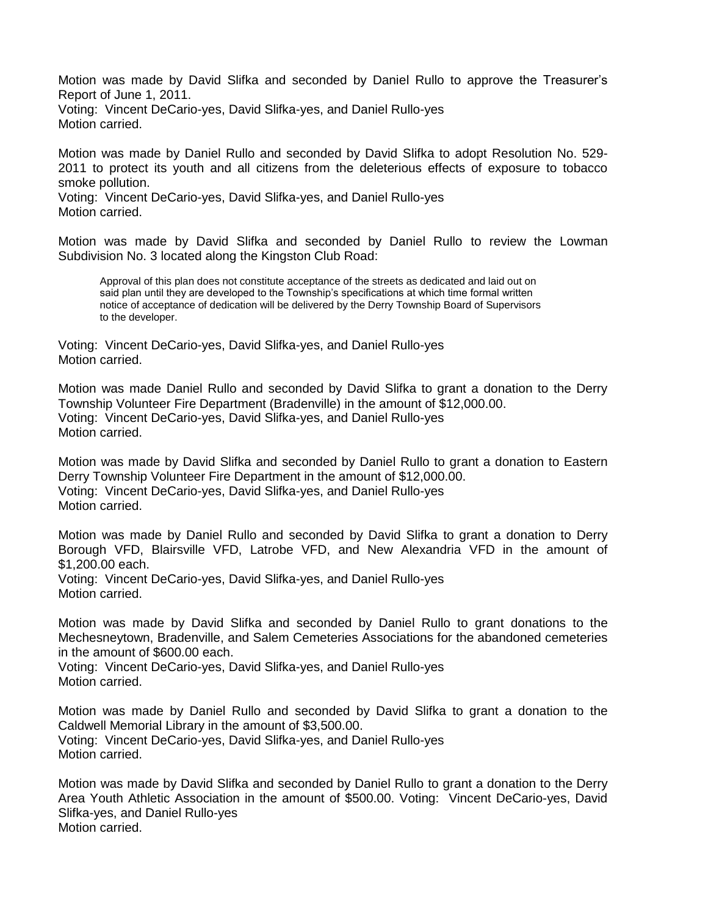Motion was made by David Slifka and seconded by Daniel Rullo to approve the Treasurer's Report of June 1, 2011.
Voting: Vincent DeCario-yes, David Slifka-yes, and Daniel Rullo-yes
Motion carried.

Motion was made by Daniel Rullo and seconded by David Slifka to adopt Resolution No. 529-2011 to protect its youth and all citizens from the deleterious effects of exposure to tobacco smoke pollution.
Voting: Vincent DeCario-yes, David Slifka-yes, and Daniel Rullo-yes
Motion carried.

Motion was made by David Slifka and seconded by Daniel Rullo to review the Lowman Subdivision No. 3 located along the Kingston Club Road:

> Approval of this plan does not constitute acceptance of the streets as dedicated and laid out on said plan until they are developed to the Township's specifications at which time formal written notice of acceptance of dedication will be delivered by the Derry Township Board of Supervisors to the developer.

Voting: Vincent DeCario-yes, David Slifka-yes, and Daniel Rullo-yes
Motion carried.

Motion was made Daniel Rullo and seconded by David Slifka to grant a donation to the Derry Township Volunteer Fire Department (Bradenville) in the amount of $12,000.00.
Voting: Vincent DeCario-yes, David Slifka-yes, and Daniel Rullo-yes
Motion carried.

Motion was made by David Slifka and seconded by Daniel Rullo to grant a donation to Eastern Derry Township Volunteer Fire Department in the amount of $12,000.00.
Voting: Vincent DeCario-yes, David Slifka-yes, and Daniel Rullo-yes
Motion carried.

Motion was made by Daniel Rullo and seconded by David Slifka to grant a donation to Derry Borough VFD, Blairsville VFD, Latrobe VFD, and New Alexandria VFD in the amount of $1,200.00 each.
Voting: Vincent DeCario-yes, David Slifka-yes, and Daniel Rullo-yes
Motion carried.

Motion was made by David Slifka and seconded by Daniel Rullo to grant donations to the Mechesneytown, Bradenville, and Salem Cemeteries Associations for the abandoned cemeteries in the amount of $600.00 each.
Voting: Vincent DeCario-yes, David Slifka-yes, and Daniel Rullo-yes
Motion carried.

Motion was made by Daniel Rullo and seconded by David Slifka to grant a donation to the Caldwell Memorial Library in the amount of $3,500.00.
Voting: Vincent DeCario-yes, David Slifka-yes, and Daniel Rullo-yes
Motion carried.

Motion was made by David Slifka and seconded by Daniel Rullo to grant a donation to the Derry Area Youth Athletic Association in the amount of $500.00. Voting: Vincent DeCario-yes, David Slifka-yes, and Daniel Rullo-yes
Motion carried.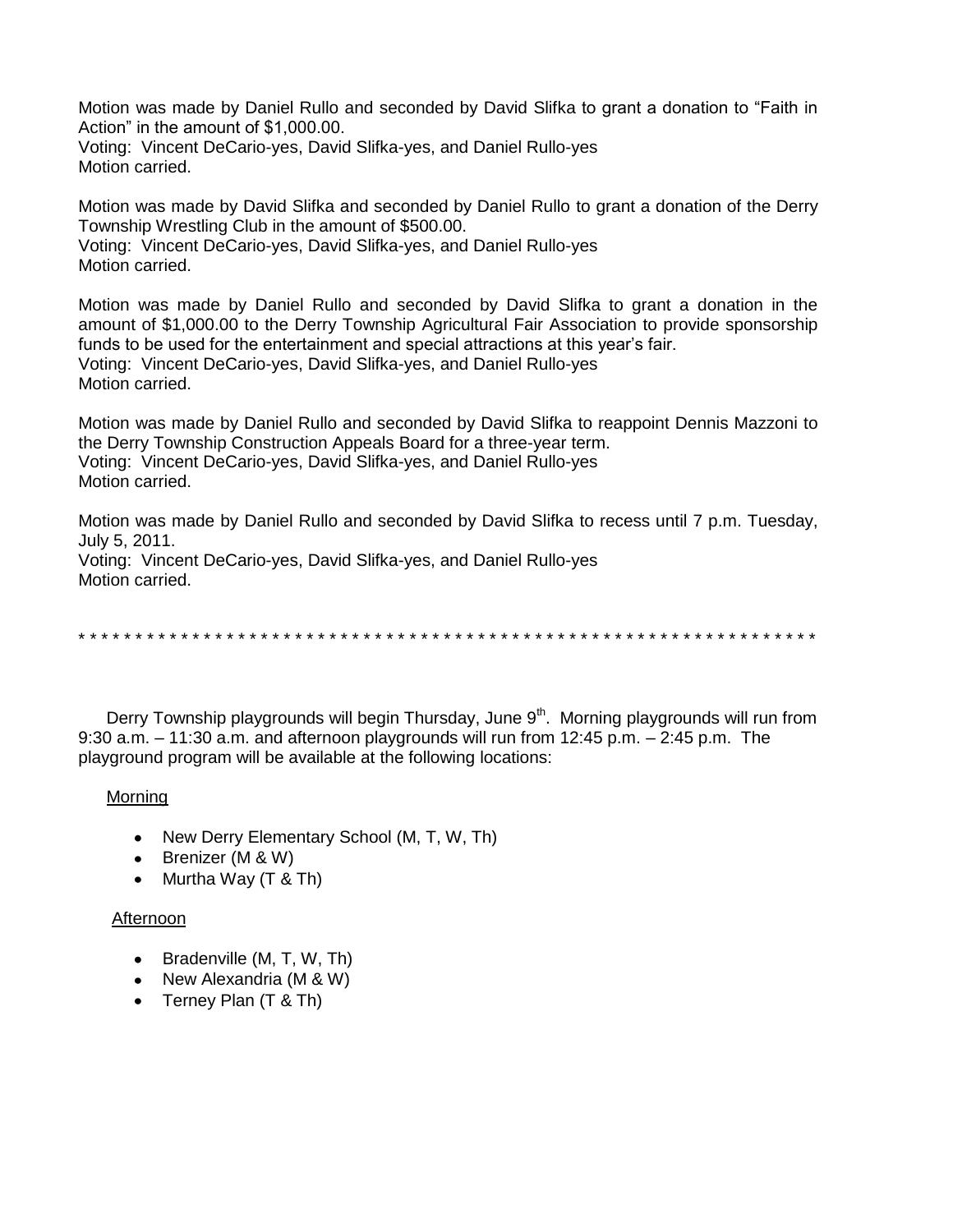Motion was made by Daniel Rullo and seconded by David Slifka to grant a donation to "Faith in Action" in the amount of $1,000.00.
Voting: Vincent DeCario-yes, David Slifka-yes, and Daniel Rullo-yes
Motion carried.

Motion was made by David Slifka and seconded by Daniel Rullo to grant a donation of the Derry Township Wrestling Club in the amount of $500.00.
Voting: Vincent DeCario-yes, David Slifka-yes, and Daniel Rullo-yes
Motion carried.

Motion was made by Daniel Rullo and seconded by David Slifka to grant a donation in the amount of $1,000.00 to the Derry Township Agricultural Fair Association to provide sponsorship funds to be used for the entertainment and special attractions at this year's fair.
Voting: Vincent DeCario-yes, David Slifka-yes, and Daniel Rullo-yes
Motion carried.

Motion was made by Daniel Rullo and seconded by David Slifka to reappoint Dennis Mazzoni to the Derry Township Construction Appeals Board for a three-year term.
Voting: Vincent DeCario-yes, David Slifka-yes, and Daniel Rullo-yes
Motion carried.

Motion was made by Daniel Rullo and seconded by David Slifka to recess until 7 p.m. Tuesday, July 5, 2011.
Voting: Vincent DeCario-yes, David Slifka-yes, and Daniel Rullo-yes
Motion carried.

* * * * * * * * * * * * * * * * * * * * * * * * * * * * * * * * * * * * * * * * * * * * * * * * * * * * * * * * * * * * * * * * * * *

Derry Township playgrounds will begin Thursday, June 9th. Morning playgrounds will run from 9:30 a.m. – 11:30 a.m. and afternoon playgrounds will run from 12:45 p.m. – 2:45 p.m. The playground program will be available at the following locations:

Morning

- New Derry Elementary School (M, T, W, Th)
- Brenizer (M & W)
- Murtha Way (T & Th)

Afternoon

- Bradenville (M, T, W, Th)
- New Alexandria (M & W)
- Terney Plan (T & Th)